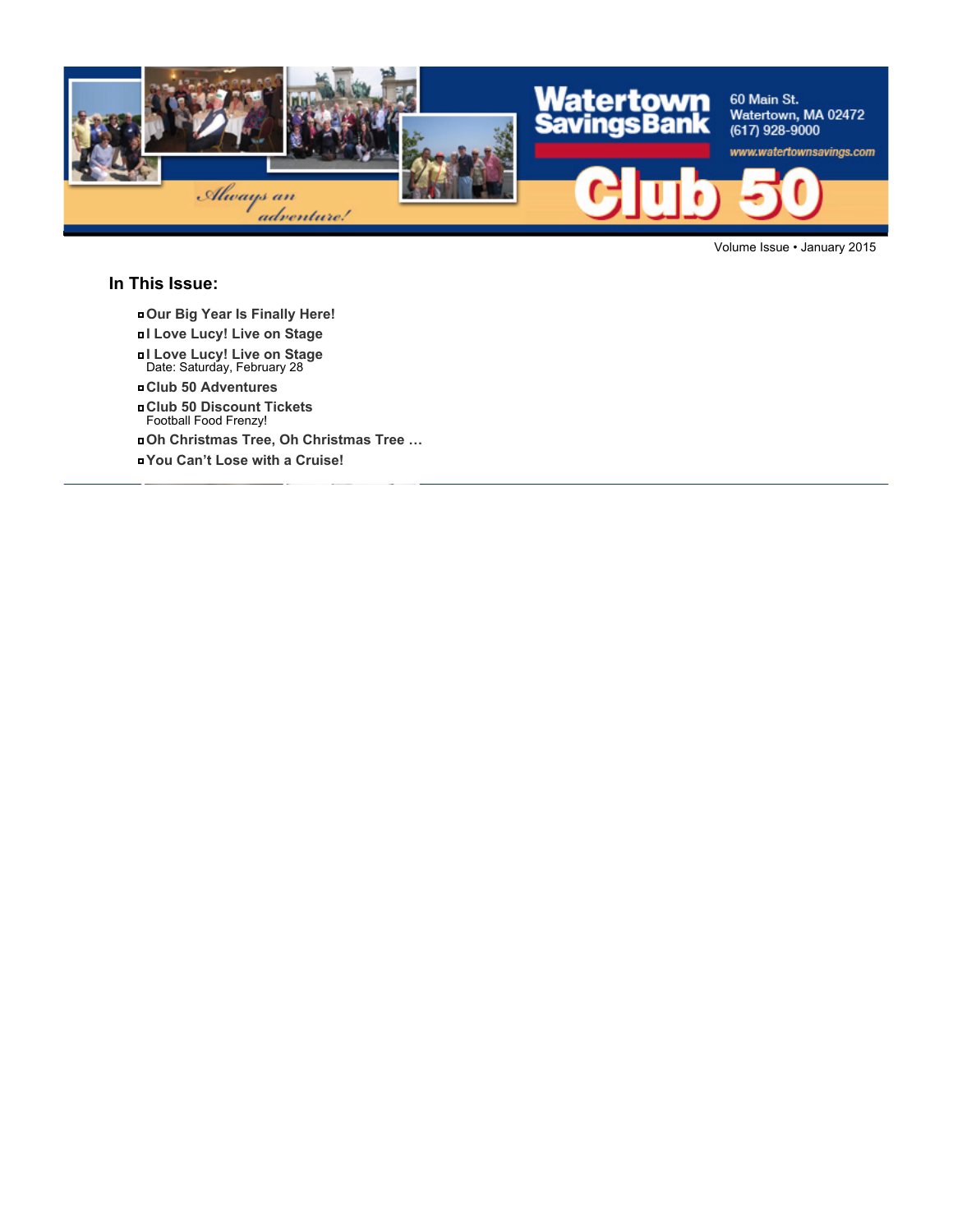Watertown Savings Bank

60 Main St.
Watertown, MA 02472
(617) 928-9000
www.watertownsavings.com

Always an adventure!

# Club 50

Volume Issue • January 2015

## In This Issue:

- **Our Big Year Is Finally Here!**
- **I Love Lucy! Live on Stage**
- **I Love Lucy! Live on Stage**
  Date: Saturday, February 28
- **Club 50 Adventures**
- **Club 50 Discount Tickets**
  Football Food Frenzy!
- **Oh Christmas Tree, Oh Christmas Tree …**
- **You Can't Lose with a Cruise!**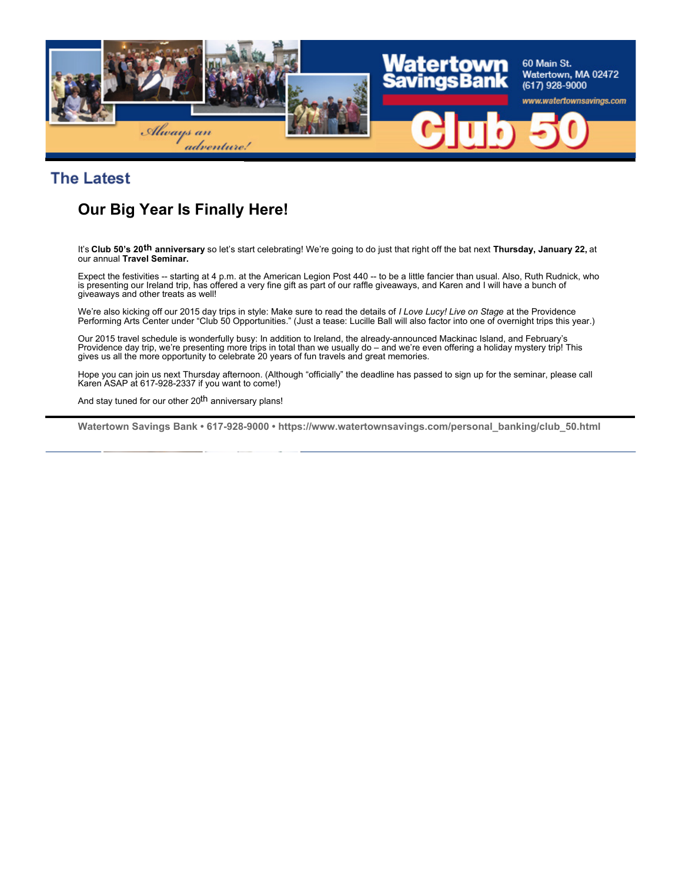## The Latest

### Our Big Year Is Finally Here!

It's **Club 50's 20th anniversary** so let's start celebrating! We're going to do just that right off the bat next **Thursday, January 22,** at our annual **Travel Seminar.**

Expect the festivities -- starting at 4 p.m. at the American Legion Post 440 -- to be a little fancier than usual. Also, Ruth Rudnick, who is presenting our Ireland trip, has offered a very fine gift as part of our raffle giveaways, and Karen and I will have a bunch of giveaways and other treats as well!

We're also kicking off our 2015 day trips in style: Make sure to read the details of *I Love Lucy! Live on Stage* at the Providence Performing Arts Center under "Club 50 Opportunities." (Just a tease: Lucille Ball will also factor into one of overnight trips this year.)

Our 2015 travel schedule is wonderfully busy: In addition to Ireland, the already-announced Mackinac Island, and February's Providence day trip, we're presenting more trips in total than we usually do – and we're even offering a holiday mystery trip! This gives us all the more opportunity to celebrate 20 years of fun travels and great memories.

Hope you can join us next Thursday afternoon. (Although "officially" the deadline has passed to sign up for the seminar, please call Karen ASAP at 617-928-2337 if you want to come!)

And stay tuned for our other 20th anniversary plans!

**Watertown Savings Bank • 617-928-9000 • https://www.watertownsavings.com/personal_banking/club_50.html**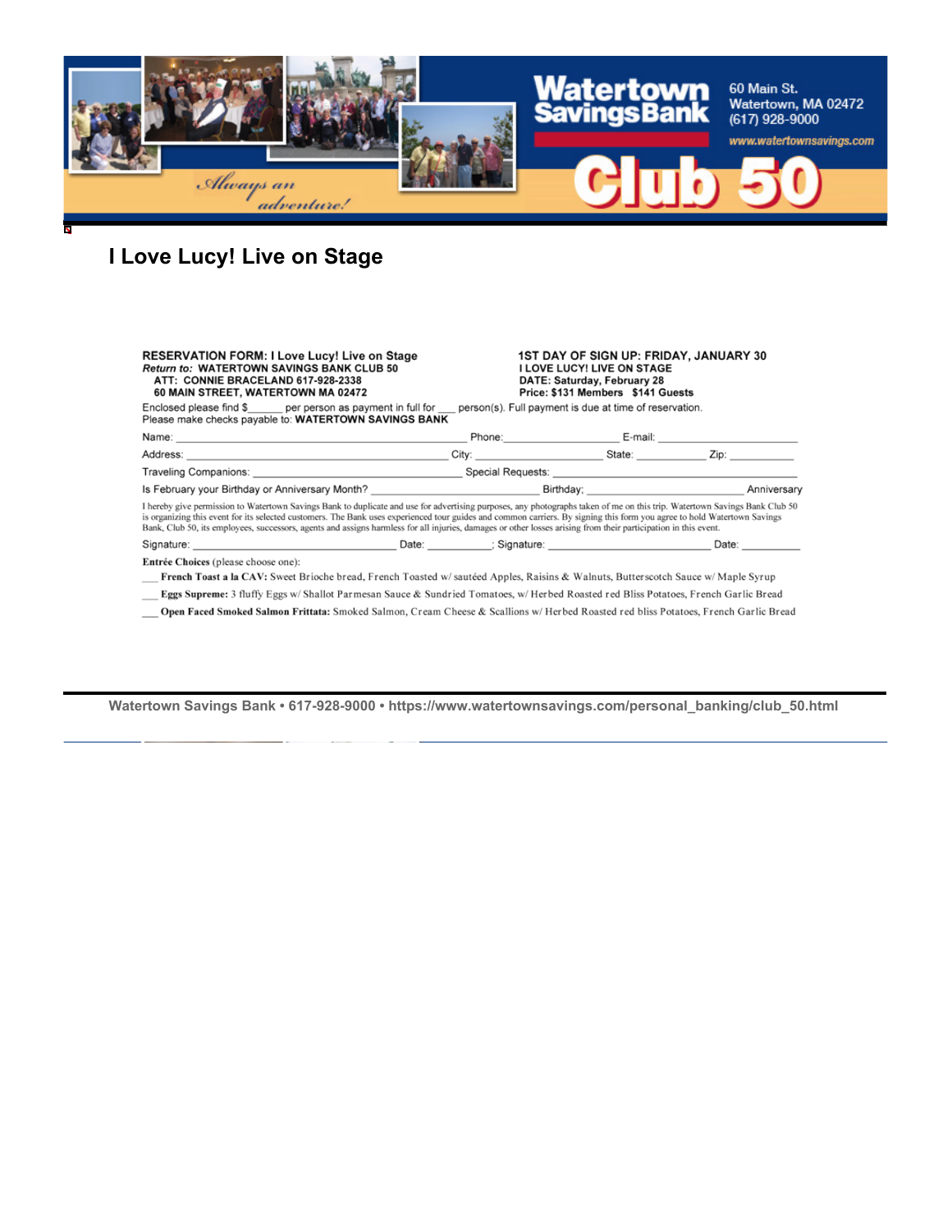# I Love Lucy! Live on Stage

**RESERVATION FORM: I Love Lucy! Live on Stage**
***Return to:*** **WATERTOWN SAVINGS BANK CLUB 50**
**ATT: CONNIE BRACELAND 617-928-2338**
**60 MAIN STREET, WATERTOWN MA 02472**

**1ST DAY OF SIGN UP: FRIDAY, JANUARY 30**
**I LOVE LUCY! LIVE ON STAGE**
**DATE: Saturday, February 28**
**Price: $131 Members $141 Guests**

Enclosed please find $______ per person as payment in full for ___ person(s). Full payment is due at time of reservation.
Please make checks payable to: **WATERTOWN SAVINGS BANK**

Name: ______________________________ Phone: ______________ E-mail: ______________

Address: ______________________________ City: ______________ State: __________ Zip: __________

Traveling Companions: ______________________________ Special Requests: ______________________________

Is February your Birthday or Anniversary Month? ______________________ Birthday; ______________________ Anniversary

I hereby give permission to Watertown Savings Bank to duplicate and use for advertising purposes, any photographs taken of me on this trip. Watertown Savings Bank Club 50 is organizing this event for its selected customers. The Bank uses experienced tour guides and common carriers. By signing this form you agree to hold Watertown Savings Bank, Club 50, its employees, successors, agents and assigns harmless for all injuries, damages or other losses arising from their participation in this event.

Signature: ______________________________ Date: __________; Signature: ______________________________ Date: __________

**Entrée Choices** (please choose one):

___ **French Toast a la CAV:** Sweet Brioche bread, French Toasted w/ sautéed Apples, Raisins & Walnuts, Butterscotch Sauce w/ Maple Syrup

___ **Eggs Supreme:** 3 fluffy Eggs w/ Shallot Parmesan Sauce & Sundried Tomatoes, w/ Herbed Roasted red Bliss Potatoes, French Garlic Bread

___ **Open Faced Smoked Salmon Frittata:** Smoked Salmon, Cream Cheese & Scallions w/ Herbed Roasted red bliss Potatoes, French Garlic Bread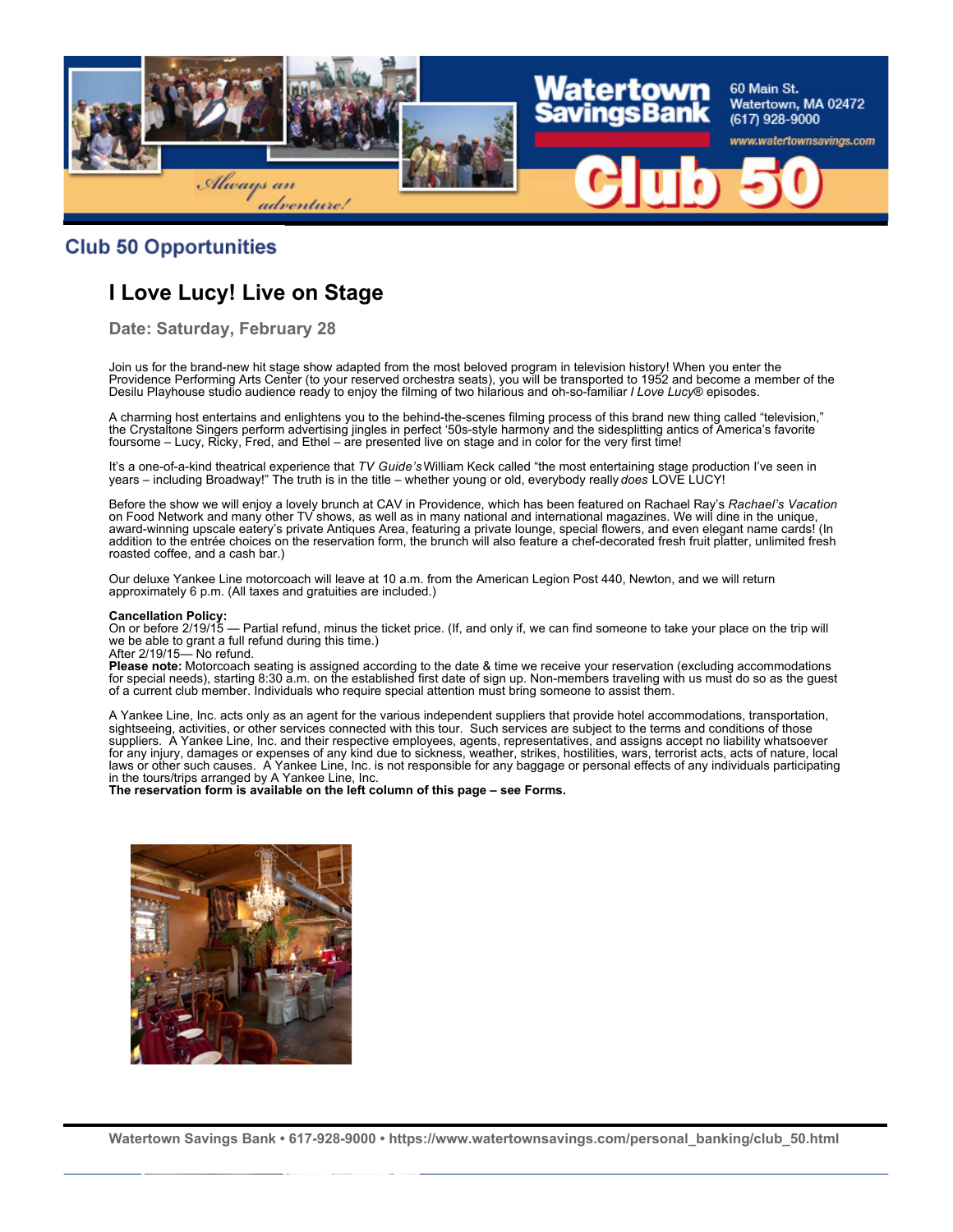## Club 50 Opportunities

### I Love Lucy! Live on Stage

**Date: Saturday, February 28**

Join us for the brand-new hit stage show adapted from the most beloved program in television history! When you enter the Providence Performing Arts Center (to your reserved orchestra seats), you will be transported to 1952 and become a member of the Desilu Playhouse studio audience ready to enjoy the filming of two hilarious and oh-so-familiar *I Love Lucy*® episodes.

A charming host entertains and enlightens you to the behind-the-scenes filming process of this brand new thing called "television," the Crystaltone Singers perform advertising jingles in perfect '50s-style harmony and the sidesplitting antics of America's favorite foursome – Lucy, Ricky, Fred, and Ethel – are presented live on stage and in color for the very first time!

It's a one-of-a-kind theatrical experience that *TV Guide's* William Keck called "the most entertaining stage production I've seen in years – including Broadway!" The truth is in the title – whether young or old, everybody really *does* LOVE LUCY!

Before the show we will enjoy a lovely brunch at CAV in Providence, which has been featured on Rachael Ray's *Rachael's Vacation* on Food Network and many other TV shows, as well as in many national and international magazines. We will dine in the unique, award-winning upscale eatery's private Antiques Area, featuring a private lounge, special flowers, and even elegant name cards! (In addition to the entrée choices on the reservation form, the brunch will also feature a chef-decorated fresh fruit platter, unlimited fresh roasted coffee, and a cash bar.)

Our deluxe Yankee Line motorcoach will leave at 10 a.m. from the American Legion Post 440, Newton, and we will return approximately 6 p.m. (All taxes and gratuities are included.)

**Cancellation Policy:**
On or before 2/19/15 — Partial refund, minus the ticket price. (If, and only if, we can find someone to take your place on the trip will we be able to grant a full refund during this time.)
After 2/19/15— No refund.
**Please note:** Motorcoach seating is assigned according to the date & time we receive your reservation (excluding accommodations for special needs), starting 8:30 a.m. on the established first date of sign up. Non-members traveling with us must do so as the guest of a current club member. Individuals who require special attention must bring someone to assist them.

A Yankee Line, Inc. acts only as an agent for the various independent suppliers that provide hotel accommodations, transportation, sightseeing, activities, or other services connected with this tour. Such services are subject to the terms and conditions of those suppliers. A Yankee Line, Inc. and their respective employees, agents, representatives, and assigns accept no liability whatsoever for any injury, damages or expenses of any kind due to sickness, weather, strikes, hostilities, wars, terrorist acts, acts of nature, local laws or other such causes. A Yankee Line, Inc. is not responsible for any baggage or personal effects of any individuals participating in the tours/trips arranged by A Yankee Line, Inc.
**The reservation form is available on the left column of this page – see Forms.**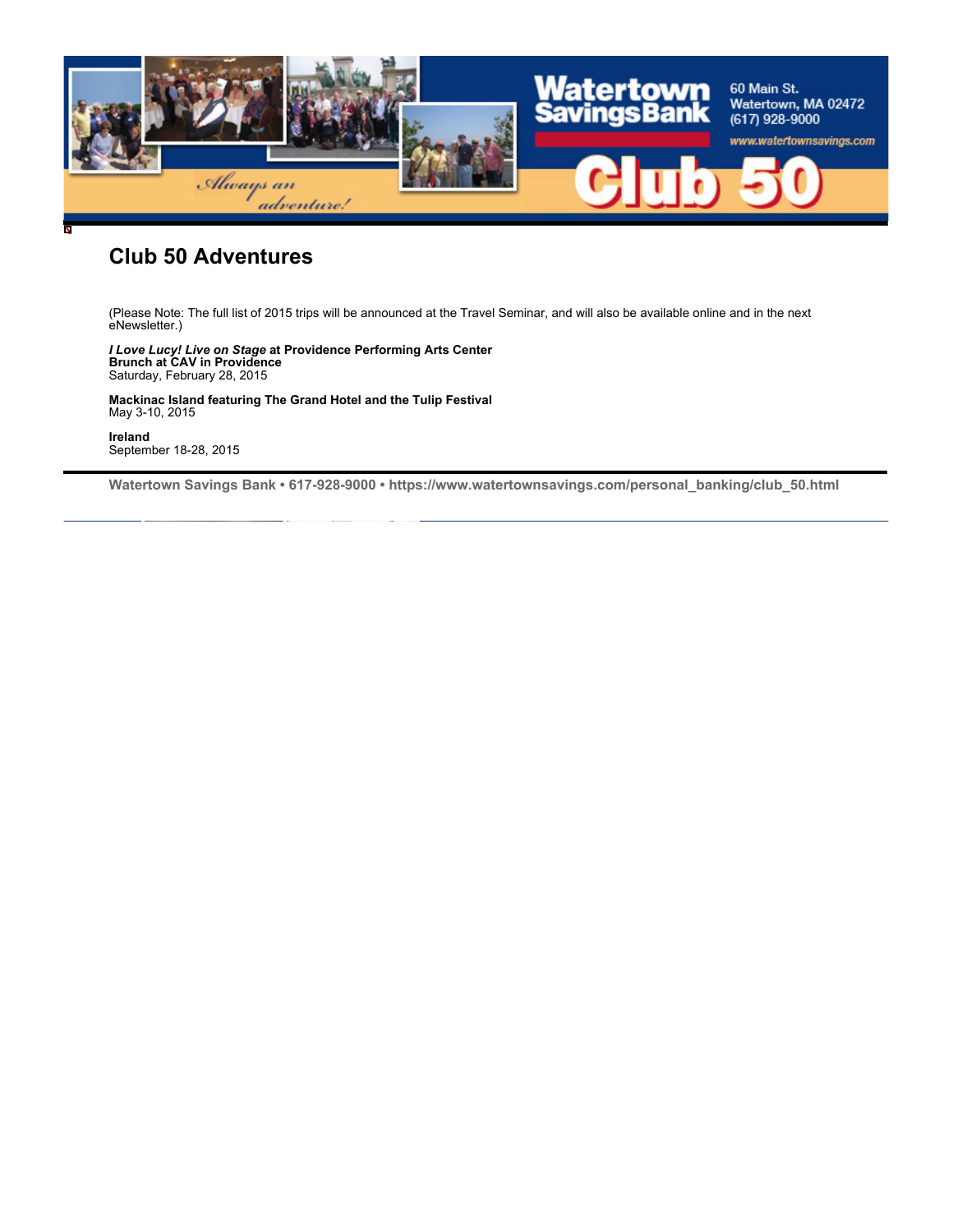# Club 50 Adventures

(Please Note: The full list of 2015 trips will be announced at the Travel Seminar, and will also be available online and in the next eNewsletter.)

***I Love Lucy! Live on Stage*** **at Providence Performing Arts Center**
**Brunch at CAV in Providence**
Saturday, February 28, 2015

**Mackinac Island featuring The Grand Hotel and the Tulip Festival**
May 3-10, 2015

**Ireland**
September 18-28, 2015

**Watertown Savings Bank • 617-928-9000 • https://www.watertownsavings.com/personal_banking/club_50.html**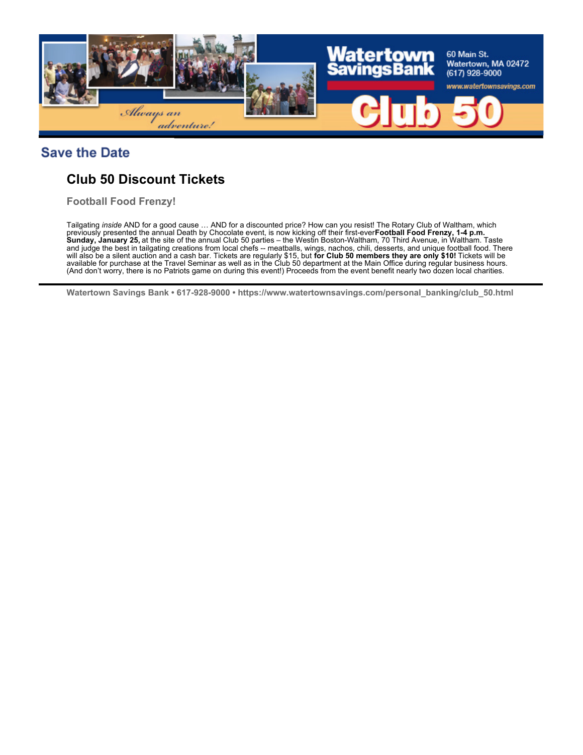## Save the Date

### Club 50 Discount Tickets

**Football Food Frenzy!**

Tailgating *inside* AND for a good cause … AND for a discounted price? How can you resist! The Rotary Club of Waltham, which previously presented the annual Death by Chocolate event, is now kicking off their first-ever**Football Food Frenzy, 1-4 p.m. Sunday, January 25,** at the site of the annual Club 50 parties – the Westin Boston-Waltham, 70 Third Avenue, in Waltham. Taste and judge the best in tailgating creations from local chefs -- meatballs, wings, nachos, chili, desserts, and unique football food. There will also be a silent auction and a cash bar. Tickets are regularly $15, but **for Club 50 members they are only $10!** Tickets will be available for purchase at the Travel Seminar as well as in the Club 50 department at the Main Office during regular business hours. (And don't worry, there is no Patriots game on during this event!) Proceeds from the event benefit nearly two dozen local charities.

---

**Watertown Savings Bank • 617-928-9000 • https://www.watertownsavings.com/personal_banking/club_50.html**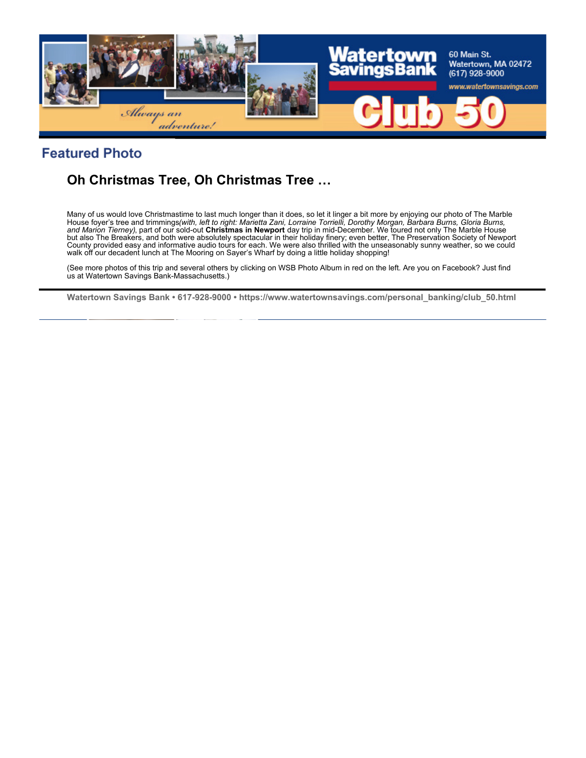## Featured Photo

### Oh Christmas Tree, Oh Christmas Tree …

Many of us would love Christmastime to last much longer than it does, so let it linger a bit more by enjoying our photo of The Marble House foyer's tree and trimmings*(with, left to right: Marietta Zani, Lorraine Torrielli, Dorothy Morgan, Barbara Burns, Gloria Burns, and Marion Tierney)*, part of our sold-out **Christmas in Newport** day trip in mid-December. We toured not only The Marble House but also The Breakers, and both were absolutely spectacular in their holiday finery; even better, The Preservation Society of Newport County provided easy and informative audio tours for each. We were also thrilled with the unseasonably sunny weather, so we could walk off our decadent lunch at The Mooring on Sayer's Wharf by doing a little holiday shopping!

(See more photos of this trip and several others by clicking on WSB Photo Album in red on the left. Are you on Facebook? Just find us at Watertown Savings Bank-Massachusetts.)

**Watertown Savings Bank • 617-928-9000 • https://www.watertownsavings.com/personal_banking/club_50.html**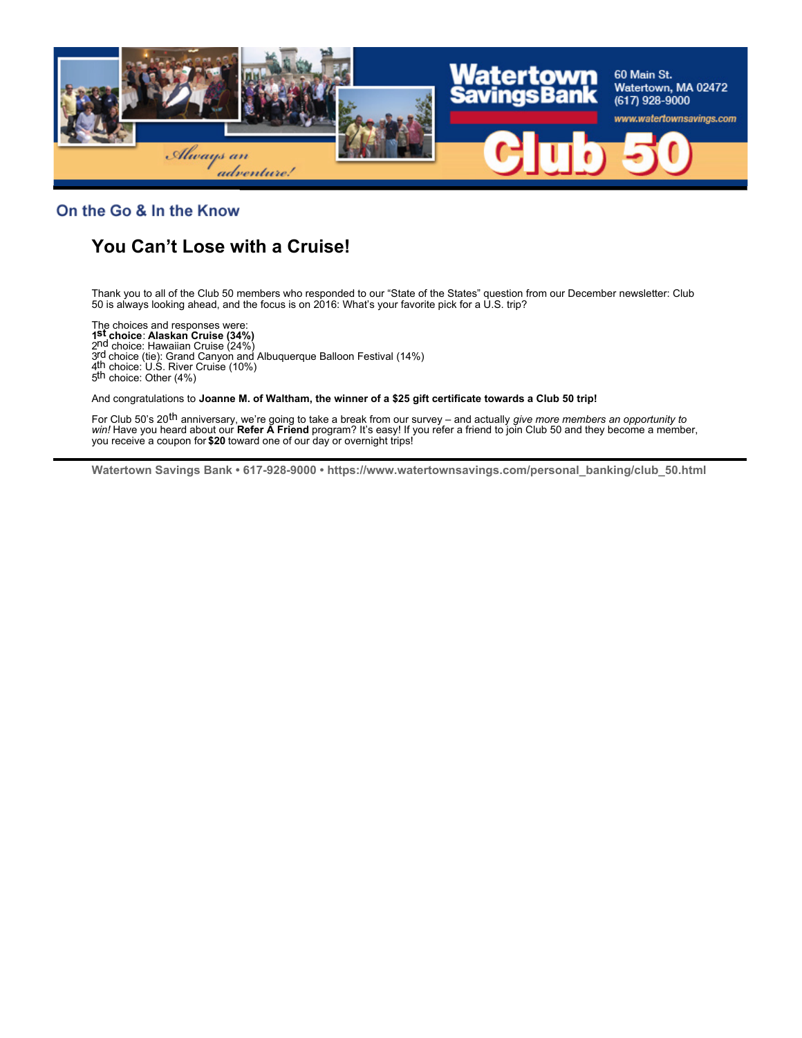## On the Go & In the Know

# You Can't Lose with a Cruise!

Thank you to all of the Club 50 members who responded to our "State of the States" question from our December newsletter: Club 50 is always looking ahead, and the focus is on 2016: What's your favorite pick for a U.S. trip?

The choices and responses were:
**1st choice**: **Alaskan Cruise (34%)**
2nd choice: Hawaiian Cruise (24%)
3rd choice (tie): Grand Canyon and Albuquerque Balloon Festival (14%)
4th choice: U.S. River Cruise (10%)
5th choice: Other (4%)

And congratulations to **Joanne M. of Waltham, the winner of a $25 gift certificate towards a Club 50 trip!**

For Club 50's 20th anniversary, we're going to take a break from our survey – and actually *give more members an opportunity to win!* Have you heard about our **Refer A Friend** program? It's easy! If you refer a friend to join Club 50 and they become a member, you receive a coupon for **$20** toward one of our day or overnight trips!

**Watertown Savings Bank • 617-928-9000 • https://www.watertownsavings.com/personal_banking/club_50.html**